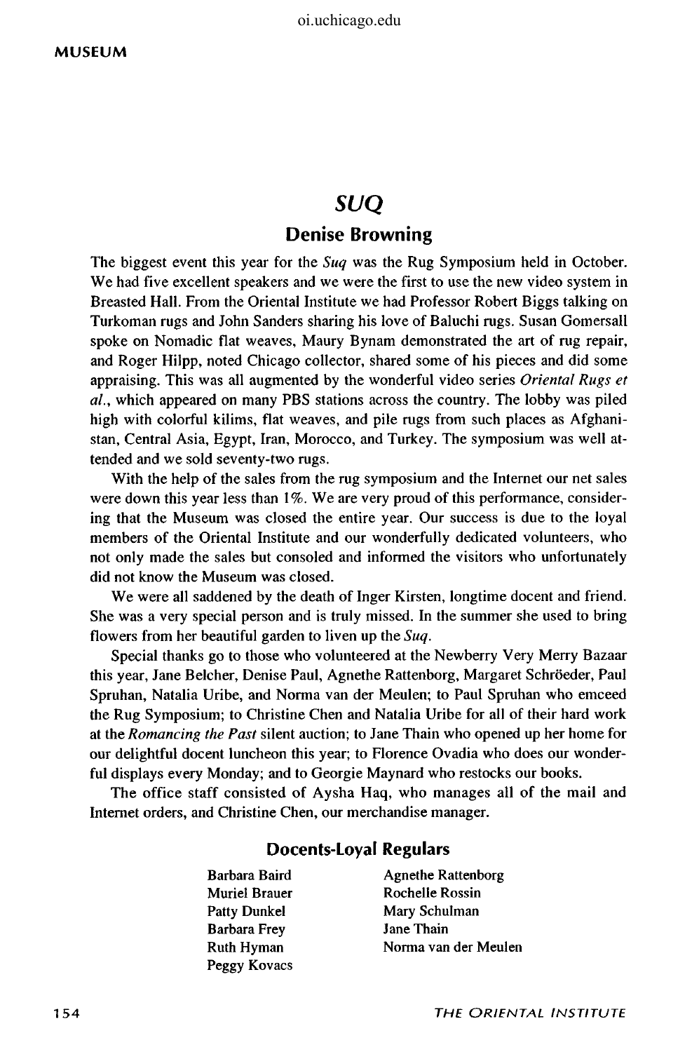# *SUQ*

## Denise Browning

The biggest event this year for the *Suq* was the Rug Symposium held in October. We had five excellent speakers and we were the first to use the new video system in Breasted Hall. From the Oriental Institute we had Professor Robert Biggs talking on Turkoman rugs and John Sanders sharing his love of Baluchi rugs. Susan Gomersall spoke on Nomadic flat weaves, Maury Bynam demonstrated the art of rug repair, and Roger Hilpp, noted Chicago collector, shared some of his pieces and did some appraising. This was all augmented by the wonderful video series *Oriental Rugs et al.*, which appeared on many PBS stations across the country. The lobby was piled high with colorful kilims, flat weaves, and pile rugs from such places as Afghanistan, Central Asia, Egypt, Iran, Morocco, and Turkey. The symposium was well attended and we sold seventy-two rugs.

With the help of the sales from the rug symposium and the Internet our net sales were down this year less than 1%. We are very proud of this performance, considering that the Museum was closed the entire year. Our success is due to the loyal members of the Oriental Institute and our wonderfully dedicated volunteers, who not only made the sales but consoled and informed the visitors who unfortunately did not know the Museum was closed.

We were all saddened by the death of Inger Kirsten, longtime docent and friend. She was a very special person and is truly missed. In the summer she used to bring flowers from her beautiful garden to liven up the *Suq*.

Special thanks go to those who volunteered at the Newberry Very Merry Bazaar this year, Jane Belcher, Denise Paul, Agnethe Rattenborg, Margaret Schröeder, Paul Spruhan, Natalia Uribe, and Norma van der Meulen; to Paul Spruhan who emceed the Rug Symposium; to Christine Chen and Natalia Uribe for all of their hard work at the *Romancing the Past* silent auction; to Jane Thain who opened up her home for our delightful docent luncheon this year; to Florence Ovadia who does our wonderful displays every Monday; and to Georgie Maynard who restocks our books.

The office staff consisted of Aysha Haq, who manages all of the mail and Internet orders, and Christine Chen, our merchandise manager.

### Docents-Loyal Regulars

- Barbara Baird
- Muriel Brauer
- Patty Dunkel
- Barbara Frey
- Ruth Hyman
- Peggy Kovacs
- Agnethe Rattenborg
- Rochelle Rossin
- Mary Schulman
- Jane Thain
- Norma van der Meulen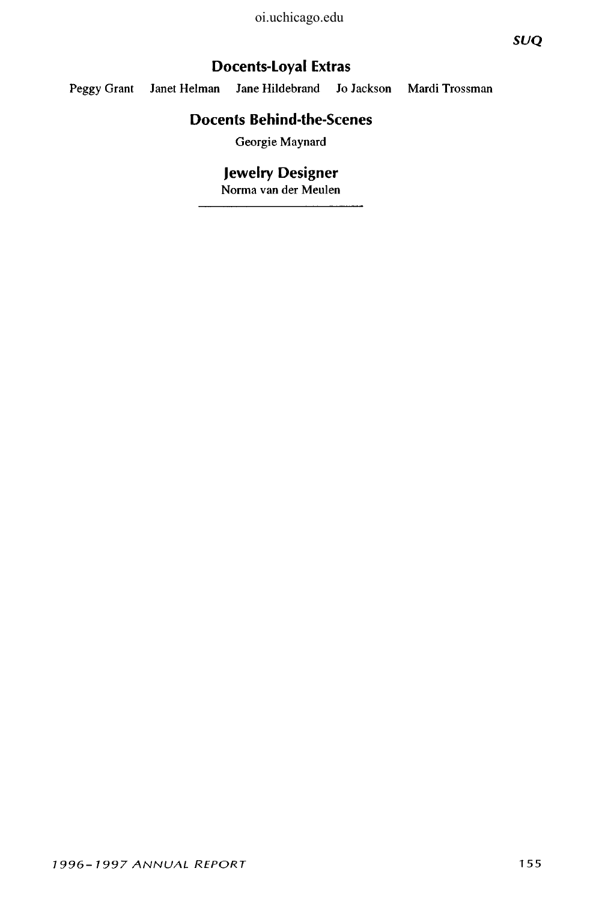## Docents-Loyal Extras

Peggy Grant Janet Helman Jane Hildebrand Jo Jackson Mardi Trossman

## Docents Behind-the-Scenes

Georgie Maynard

## Jewelry Designer

Norma van der Meulen